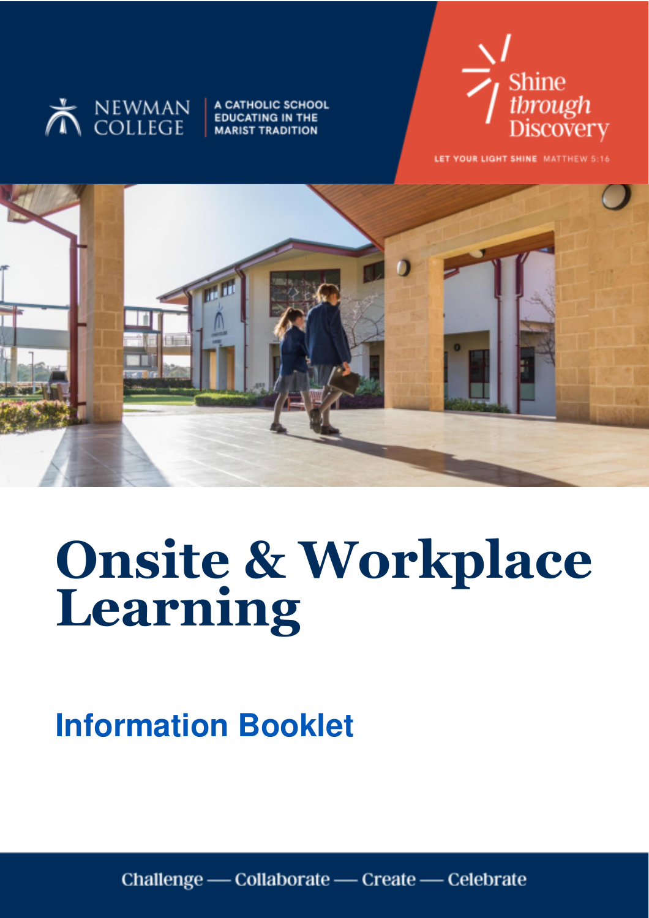NEWMAN COLLEGE

A CATHOLIC SCHOOL EDUCATING IN THE MARIST TRADITION

Shine *through* Discovery

LET YOUR LIGHT SHINE MATTHEW 5:16

# Onsite & Workplace Learning

## Information Booklet

Challenge — Collaborate — Create — Celebrate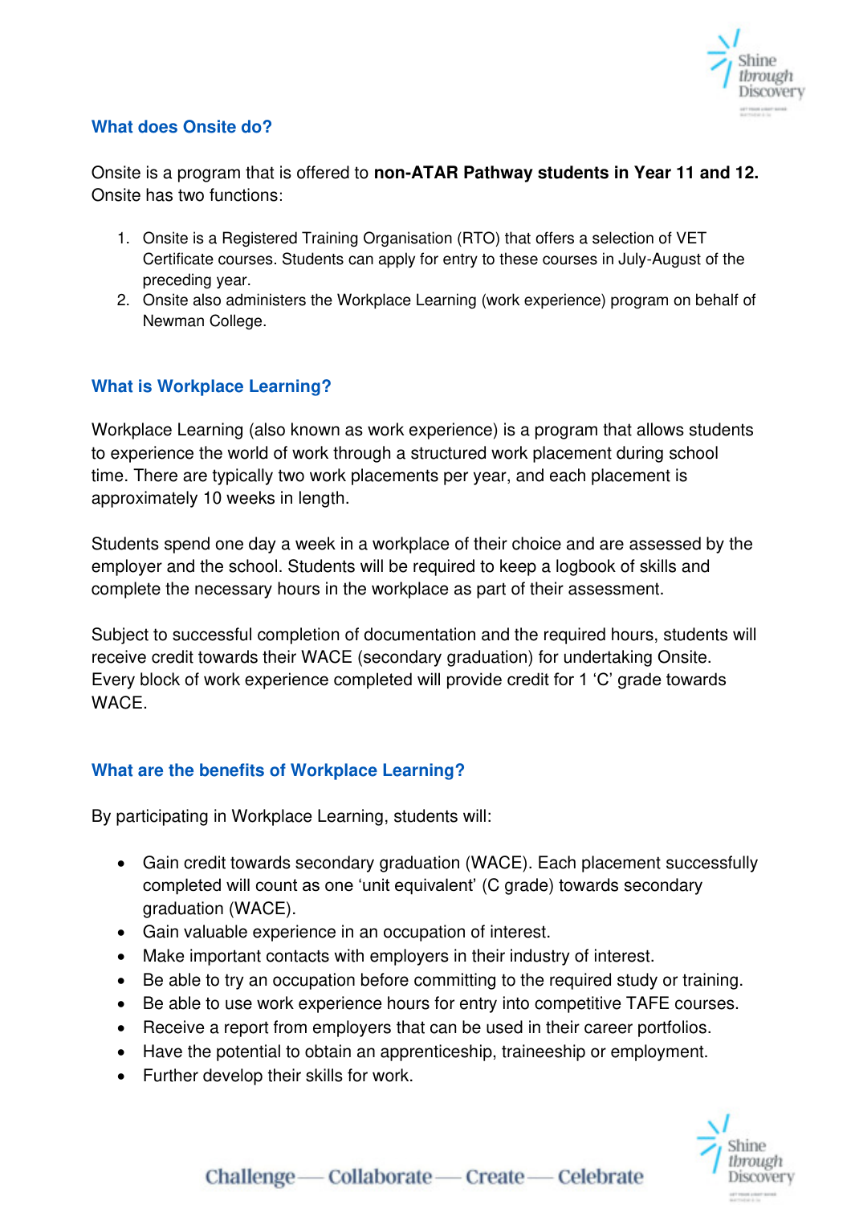## What does Onsite do?

Onsite is a program that is offered to **non-ATAR Pathway students in Year 11 and 12.** Onsite has two functions:

1. Onsite is a Registered Training Organisation (RTO) that offers a selection of VET Certificate courses. Students can apply for entry to these courses in July-August of the preceding year.
2. Onsite also administers the Workplace Learning (work experience) program on behalf of Newman College.

## What is Workplace Learning?

Workplace Learning (also known as work experience) is a program that allows students to experience the world of work through a structured work placement during school time. There are typically two work placements per year, and each placement is approximately 10 weeks in length.

Students spend one day a week in a workplace of their choice and are assessed by the employer and the school. Students will be required to keep a logbook of skills and complete the necessary hours in the workplace as part of their assessment.

Subject to successful completion of documentation and the required hours, students will receive credit towards their WACE (secondary graduation) for undertaking Onsite. Every block of work experience completed will provide credit for 1 'C' grade towards WACE.

## What are the benefits of Workplace Learning?

By participating in Workplace Learning, students will:

- Gain credit towards secondary graduation (WACE). Each placement successfully completed will count as one 'unit equivalent' (C grade) towards secondary graduation (WACE).
- Gain valuable experience in an occupation of interest.
- Make important contacts with employers in their industry of interest.
- Be able to try an occupation before committing to the required study or training.
- Be able to use work experience hours for entry into competitive TAFE courses.
- Receive a report from employers that can be used in their career portfolios.
- Have the potential to obtain an apprenticeship, traineeship or employment.
- Further develop their skills for work.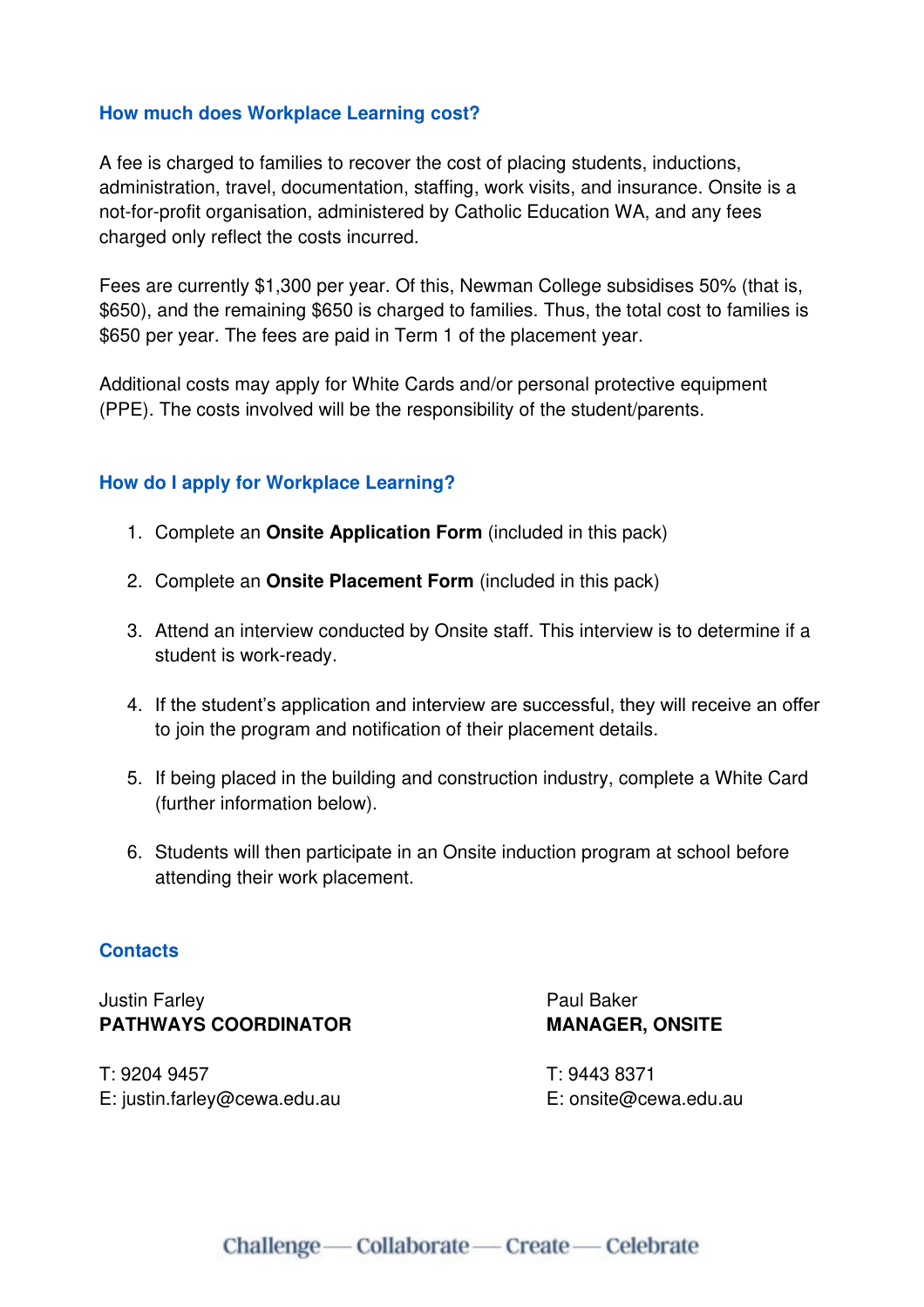## How much does Workplace Learning cost?

A fee is charged to families to recover the cost of placing students, inductions, administration, travel, documentation, staffing, work visits, and insurance. Onsite is a not-for-profit organisation, administered by Catholic Education WA, and any fees charged only reflect the costs incurred.

Fees are currently $1,300 per year. Of this, Newman College subsidises 50% (that is, $650), and the remaining $650 is charged to families. Thus, the total cost to families is $650 per year. The fees are paid in Term 1 of the placement year.

Additional costs may apply for White Cards and/or personal protective equipment (PPE). The costs involved will be the responsibility of the student/parents.

## How do I apply for Workplace Learning?

1. Complete an **Onsite Application Form** (included in this pack)
2. Complete an **Onsite Placement Form** (included in this pack)
3. Attend an interview conducted by Onsite staff. This interview is to determine if a student is work-ready.
4. If the student's application and interview are successful, they will receive an offer to join the program and notification of their placement details.
5. If being placed in the building and construction industry, complete a White Card (further information below).
6. Students will then participate in an Onsite induction program at school before attending their work placement.

## Contacts

Justin Farley
**PATHWAYS COORDINATOR**

T: 9204 9457
E: justin.farley@cewa.edu.au

Paul Baker
**MANAGER, ONSITE**

T: 9443 8371
E: onsite@cewa.edu.au

Challenge — Collaborate — Create — Celebrate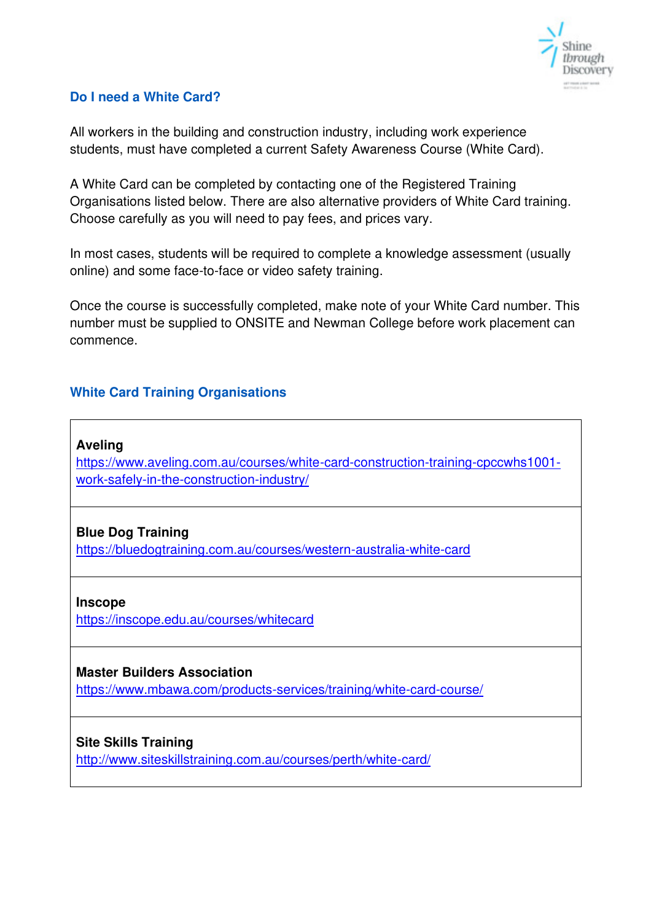## Do I need a White Card?

All workers in the building and construction industry, including work experience students, must have completed a current Safety Awareness Course (White Card).

A White Card can be completed by contacting one of the Registered Training Organisations listed below. There are also alternative providers of White Card training. Choose carefully as you will need to pay fees, and prices vary.

In most cases, students will be required to complete a knowledge assessment (usually online) and some face-to-face or video safety training.

Once the course is successfully completed, make note of your White Card number. This number must be supplied to ONSITE and Newman College before work placement can commence.

## White Card Training Organisations

| |
|---|
| **Aveling**<br>https://www.aveling.com.au/courses/white-card-construction-training-cpccwhs1001-work-safely-in-the-construction-industry/ |
| **Blue Dog Training**<br>https://bluedogtraining.com.au/courses/western-australia-white-card |
| **Inscope**<br>https://inscope.edu.au/courses/whitecard |
| **Master Builders Association**<br>https://www.mbawa.com/products-services/training/white-card-course/ |
| **Site Skills Training**<br>http://www.siteskillstraining.com.au/courses/perth/white-card/ |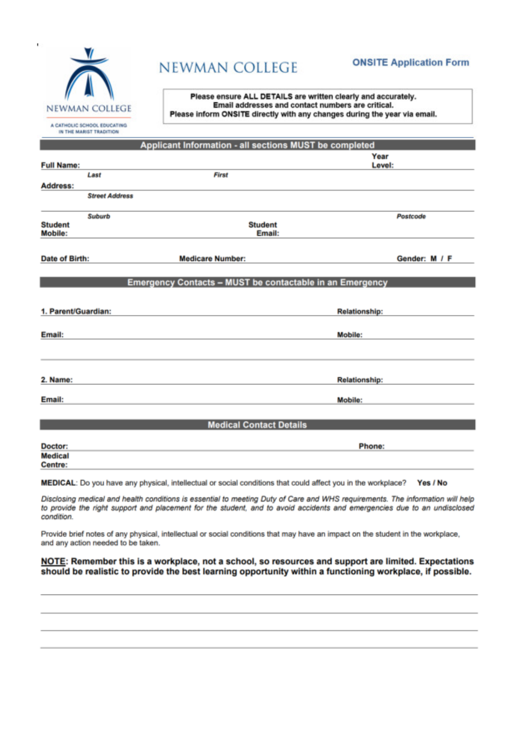NEWMAN COLLEGE

A CATHOLIC SCHOOL EDUCATING IN THE MARIST TRADITION

# NEWMAN COLLEGE

**ONSITE Application Form**

**Please ensure ALL DETAILS are written clearly and accurately.**
**Email addresses and contact numbers are critical.**
**Please inform ONSITE directly with any changes during the year via email.**

## Applicant Information - all sections MUST be completed

**Full Name:** ______________________ **Year Level:** ______

*Last* *First*

**Address:** ______________________

*Street Address*

______________________

*Suburb* *Postcode*

**Student Mobile:** ______________________ **Student Email:** ______________________

**Date of Birth:** ____________ **Medicare Number:** ____________ **Gender: M / F**

## Emergency Contacts – MUST be contactable in an Emergency

**1. Parent/Guardian:** ______________________ **Relationship:** ____________

**Email:** ______________________ **Mobile:** ____________

**2. Name:** ______________________ **Relationship:** ____________

**Email:** ______________________ **Mobile:** ____________

## Medical Contact Details

**Doctor:** ______________________ **Phone:** ____________

**Medical Centre:** ______________________

**MEDICAL**: Do you have any physical, intellectual or social conditions that could affect you in the workplace? **Yes / No**

*Disclosing medical and health conditions is essential to meeting Duty of Care and WHS requirements. The information will help to provide the right support and placement for the student, and to avoid accidents and emergencies due to an undisclosed condition.*

Provide brief notes of any physical, intellectual or social conditions that may have an impact on the student in the workplace, and any action needed to be taken.

**NOTE: Remember this is a workplace, not a school, so resources and support are limited. Expectations should be realistic to provide the best learning opportunity within a functioning workplace, if possible.**

______________________

______________________

______________________

______________________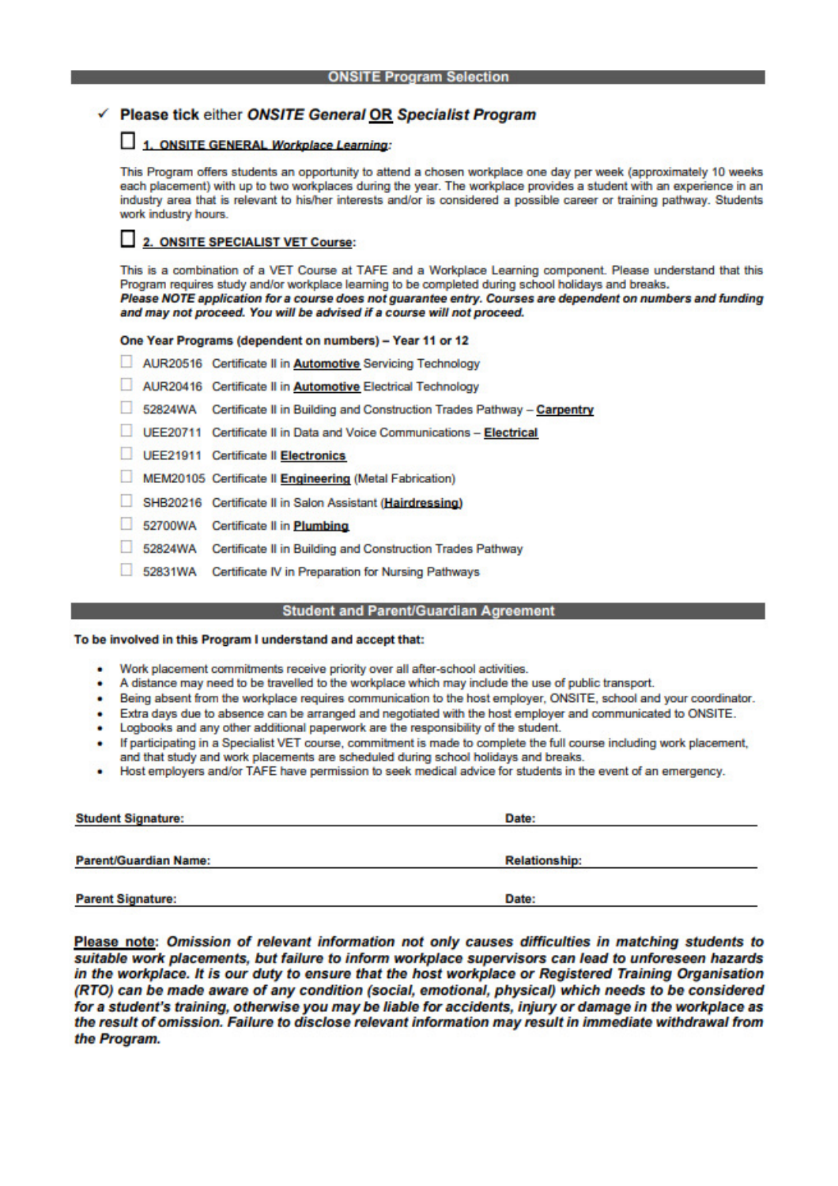## ONSITE Program Selection

✓ **Please tick** either ***ONSITE General*** ***OR*** ***Specialist Program***

☐ **1. ONSITE GENERAL *Workplace Learning*:**

This Program offers students an opportunity to attend a chosen workplace one day per week (approximately 10 weeks each placement) with up to two workplaces during the year. The workplace provides a student with an experience in an industry area that is relevant to his/her interests and/or is considered a possible career or training pathway. Students work industry hours.

☐ **2. ONSITE SPECIALIST VET Course:**

This is a combination of a VET Course at TAFE and a Workplace Learning component. Please understand that this Program requires study and/or workplace learning to be completed during school holidays and breaks.
***Please NOTE application for a course does not guarantee entry. Courses are dependent on numbers and funding and may not proceed. You will be advised if a course will not proceed.***

**One Year Programs (dependent on numbers) – Year 11 or 12**

- ☐ AUR20516 Certificate II in **Automotive** Servicing Technology
- ☐ AUR20416 Certificate II in **Automotive** Electrical Technology
- ☐ 52824WA Certificate II in Building and Construction Trades Pathway – **Carpentry**
- ☐ UEE20711 Certificate II in Data and Voice Communications – **Electrical**
- ☐ UEE21911 Certificate II **Electronics**
- ☐ MEM20105 Certificate II **Engineering** (Metal Fabrication)
- ☐ SHB20216 Certificate II in Salon Assistant (**Hairdressing**)
- ☐ 52700WA Certificate II in **Plumbing**
- ☐ 52824WA Certificate II in Building and Construction Trades Pathway
- ☐ 52831WA Certificate IV in Preparation for Nursing Pathways

## Student and Parent/Guardian Agreement

**To be involved in this Program I understand and accept that:**

- Work placement commitments receive priority over all after-school activities.
- A distance may need to be travelled to the workplace which may include the use of public transport.
- Being absent from the workplace requires communication to the host employer, ONSITE, school and your coordinator.
- Extra days due to absence can be arranged and negotiated with the host employer and communicated to ONSITE.
- Logbooks and any other additional paperwork are the responsibility of the student.
- If participating in a Specialist VET course, commitment is made to complete the full course including work placement, and that study and work placements are scheduled during school holidays and breaks.
- Host employers and/or TAFE have permission to seek medical advice for students in the event of an emergency.

**Student Signature:** ______________________ **Date:** __________

**Parent/Guardian Name:** ______________________ **Relationship:** __________

**Parent Signature:** ______________________ **Date:** __________

**Please note**: ***Omission of relevant information not only causes difficulties in matching students to suitable work placements, but failure to inform workplace supervisors can lead to unforeseen hazards in the workplace. It is our duty to ensure that the host workplace or Registered Training Organisation (RTO) can be made aware of any condition (social, emotional, physical) which needs to be considered for a student's training, otherwise you may be liable for accidents, injury or damage in the workplace as the result of omission. Failure to disclose relevant information may result in immediate withdrawal from the Program.***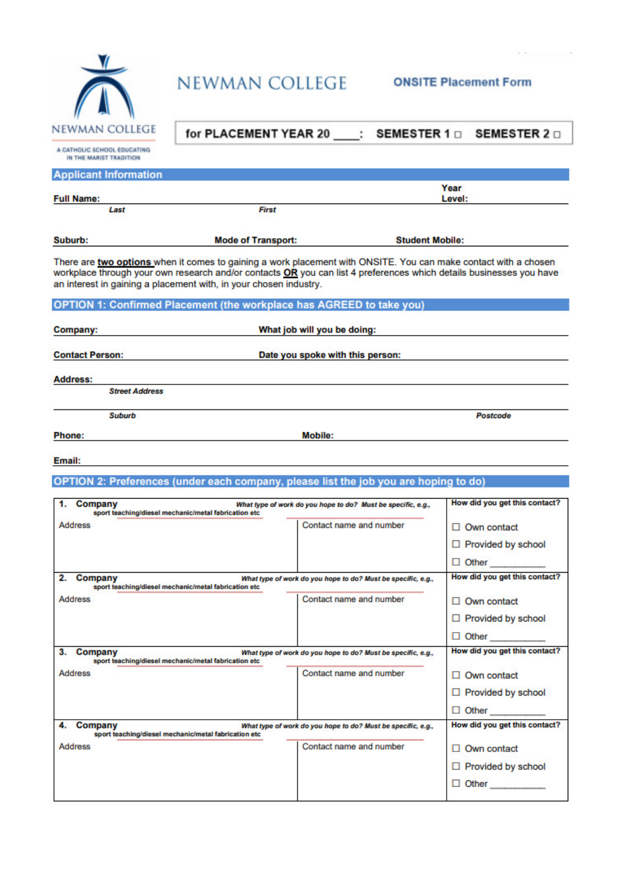NEWMAN COLLEGE

A CATHOLIC SCHOOL EDUCATING IN THE MARIST TRADITION

# NEWMAN COLLEGE

## ONSITE Placement Form

**for PLACEMENT YEAR 20 ____: SEMESTER 1 ☐ SEMESTER 2 ☐**

## Applicant Information

**Full Name:** ____________________ ____________________ **Year Level:** __________

*Last* *First*

**Suburb:** __________ **Mode of Transport:** __________ **Student Mobile:** __________

There are **two options** when it comes to gaining a work placement with ONSITE. You can make contact with a chosen workplace through your own research and/or contacts **OR** you can list 4 preferences which details businesses you have an interest in gaining a placement with, in your chosen industry.

## OPTION 1: Confirmed Placement (the workplace has AGREED to take you)

**Company:** __________ **What job will you be doing:** __________

**Contact Person:** __________ **Date you spoke with this person:** __________

**Address:** ____________________________________________

*Street Address*

____________________________________________

*Suburb* *Postcode*

**Phone:** __________ **Mobile:** __________

**Email:** ____________________________________________

## OPTION 2: Preferences (under each company, please list the job you are hoping to do)

| | | |
|---|---|---|
| **1. Company** *What type of work do you hope to do? Must be specific, e.g.,* sport teaching/diesel mechanic/metal fabrication etc<br>Address | Contact name and number | **How did you get this contact?**<br>☐ Own contact<br>☐ Provided by school<br>☐ Other __________ |
| **2. Company** *What type of work do you hope to do? Must be specific, e.g.,* sport teaching/diesel mechanic/metal fabrication etc<br>Address | Contact name and number | **How did you get this contact?**<br>☐ Own contact<br>☐ Provided by school<br>☐ Other __________ |
| **3. Company** *What type of work do you hope to do? Must be specific, e.g.,* sport teaching/diesel mechanic/metal fabrication etc<br>Address | Contact name and number | **How did you get this contact?**<br>☐ Own contact<br>☐ Provided by school<br>☐ Other __________ |
| **4. Company** *What type of work do you hope to do? Must be specific, e.g.,* sport teaching/diesel mechanic/metal fabrication etc<br>Address | Contact name and number | **How did you get this contact?**<br>☐ Own contact<br>☐ Provided by school<br>☐ Other __________ |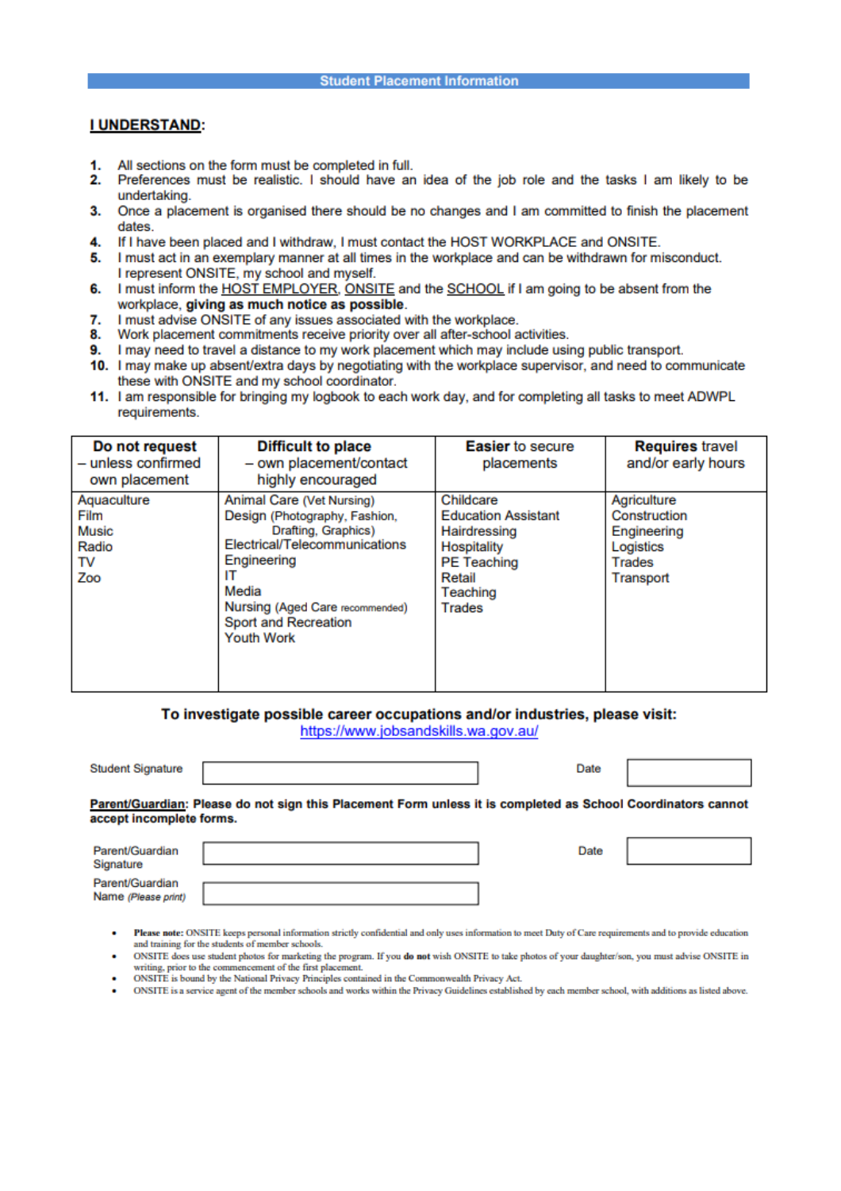## Student Placement Information

**I UNDERSTAND:**

1. All sections on the form must be completed in full.
2. Preferences must be realistic. I should have an idea of the job role and the tasks I am likely to be undertaking.
3. Once a placement is organised there should be no changes and I am committed to finish the placement dates.
4. If I have been placed and I withdraw, I must contact the HOST WORKPLACE and ONSITE.
5. I must act in an exemplary manner at all times in the workplace and can be withdrawn for misconduct. I represent ONSITE, my school and myself.
6. I must inform the HOST EMPLOYER, ONSITE and the SCHOOL if I am going to be absent from the workplace, **giving as much notice as possible**.
7. I must advise ONSITE of any issues associated with the workplace.
8. Work placement commitments receive priority over all after-school activities.
9. I may need to travel a distance to my work placement which may include using public transport.
10. I may make up absent/extra days by negotiating with the workplace supervisor, and need to communicate these with ONSITE and my school coordinator.
11. I am responsible for bringing my logbook to each work day, and for completing all tasks to meet ADWPL requirements.

| **Do not request** – unless confirmed own placement | **Difficult to place** – own placement/contact highly encouraged | **Easier** to secure placements | **Requires** travel and/or early hours |
|---|---|---|---|
| Aquaculture | Animal Care (Vet Nursing) | Childcare | Agriculture |
| Film | Design (Photography, Fashion, Drafting, Graphics) | Education Assistant | Construction |
| Music | Electrical/Telecommunications | Hairdressing | Engineering |
| Radio | Engineering | Hospitality | Logistics |
| TV | IT | PE Teaching | Trades |
| Zoo | Media | Retail | Transport |
| | Nursing (Aged Care recommended) | Teaching | |
| | Sport and Recreation | Trades | |
| | Youth Work | | |

**To investigate possible career occupations and/or industries, please visit:**
https://www.jobsandskills.wa.gov.au/

Student Signature ____________________ Date __________

**Parent/Guardian: Please do not sign this Placement Form unless it is completed as School Coordinators cannot accept incomplete forms.**

Parent/Guardian Signature ____________________ Date __________

Parent/Guardian Name *(Please print)* ____________________

- **Please note:** ONSITE keeps personal information strictly confidential and only uses information to meet Duty of Care requirements and to provide education and training for the students of member schools.
- ONSITE does use student photos for marketing the program. If you **do not** wish ONSITE to take photos of your daughter/son, you must advise ONSITE in writing, prior to the commencement of the first placement.
- ONSITE is bound by the National Privacy Principles contained in the Commonwealth Privacy Act.
- ONSITE is a service agent of the member schools and works within the Privacy Guidelines established by each member school, with additions as listed above.